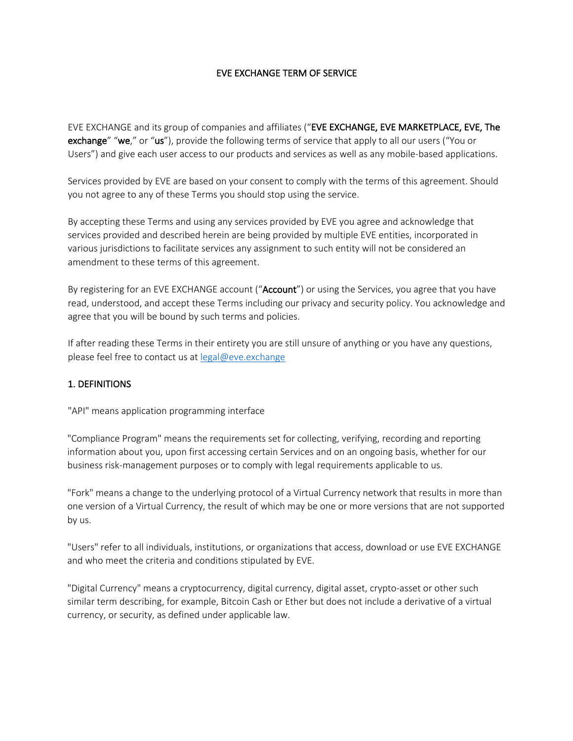# EVE EXCHANGE TERM OF SERVICE

EVE EXCHANGE and its group of companies and affiliates ("**EVE EXCHANGE, EVE MARKETPLACE, EVE, The exchange**" "**we**," or "**us**"), provide the following terms of service that apply to all our users ("You or Users") and give each user access to our products and services as well as any mobile-based applications.

Services provided by EVE are based on your consent to comply with the terms of this agreement. Should you not agree to any of these Terms you should stop using the service.

By accepting these Terms and using any services provided by EVE you agree and acknowledge that services provided and described herein are being provided by multiple EVE entities, incorporated in various jurisdictions to facilitate services any assignment to such entity will not be considered an amendment to these terms of this agreement.

By registering for an EVE EXCHANGE account ("**Account**") or using the Services, you agree that you have read, understood, and accept these Terms including our privacy and security policy. You acknowledge and agree that you will be bound by such terms and policies.

If after reading these Terms in their entirety you are still unsure of anything or you have any questions, please feel free to contact us at legal@eve.exchange

## 1. DEFINITIONS

"API" means application programming interface

"Compliance Program" means the requirements set for collecting, verifying, recording and reporting information about you, upon first accessing certain Services and on an ongoing basis, whether for our business risk-management purposes or to comply with legal requirements applicable to us.

"Fork" means a change to the underlying protocol of a Virtual Currency network that results in more than one version of a Virtual Currency, the result of which may be one or more versions that are not supported by us.

"Users" refer to all individuals, institutions, or organizations that access, download or use EVE EXCHANGE and who meet the criteria and conditions stipulated by EVE.

"Digital Currency" means a cryptocurrency, digital currency, digital asset, crypto-asset or other such similar term describing, for example, Bitcoin Cash or Ether but does not include a derivative of a virtual currency, or security, as defined under applicable law.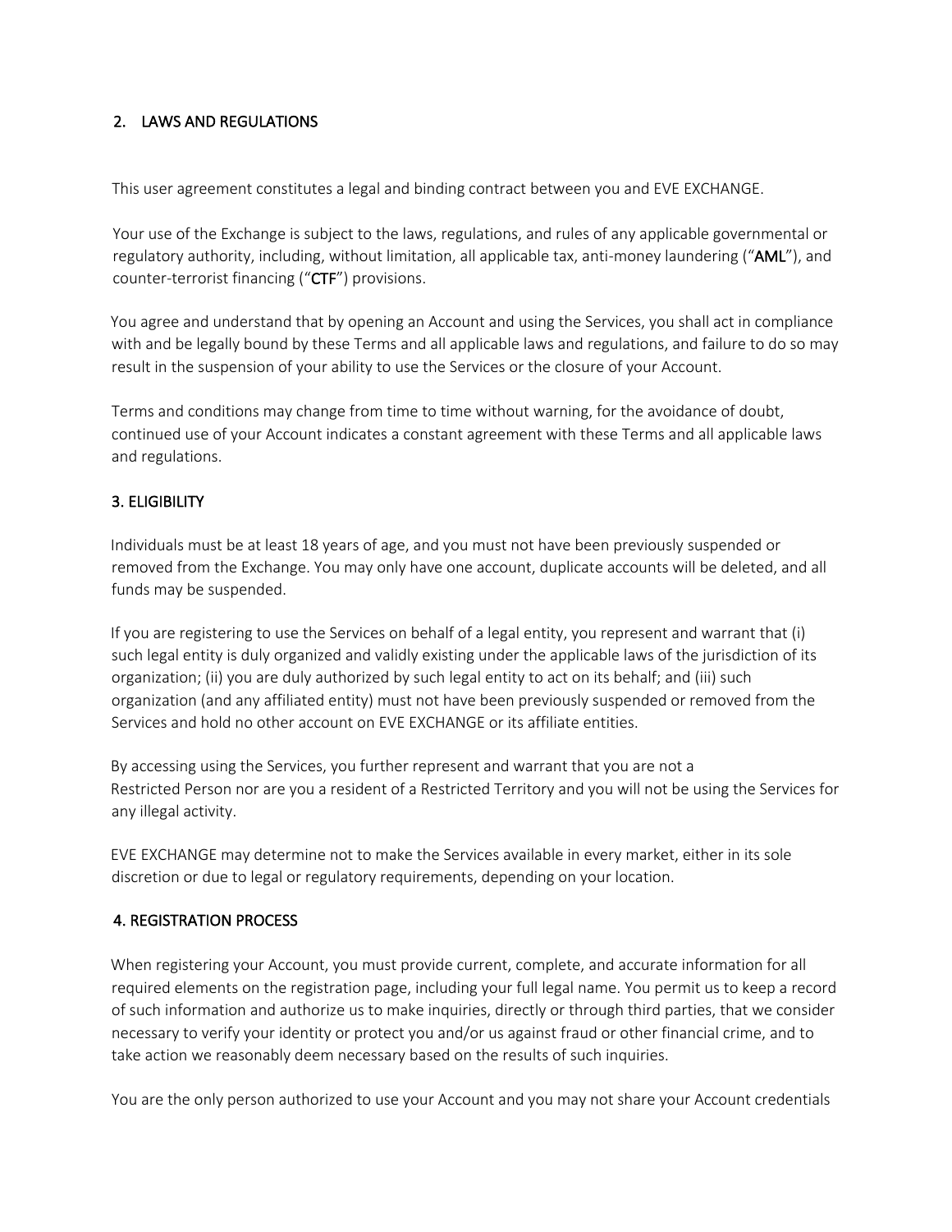## 2. LAWS AND REGULATIONS

This user agreement constitutes a legal and binding contract between you and EVE EXCHANGE.

Your use of the Exchange is subject to the laws, regulations, and rules of any applicable governmental or regulatory authority, including, without limitation, all applicable tax, anti-money laundering ("**AML**"), and counter-terrorist financing ("**CTF**") provisions.

You agree and understand that by opening an Account and using the Services, you shall act in compliance with and be legally bound by these Terms and all applicable laws and regulations, and failure to do so may result in the suspension of your ability to use the Services or the closure of your Account.

Terms and conditions may change from time to time without warning, for the avoidance of doubt, continued use of your Account indicates a constant agreement with these Terms and all applicable laws and regulations.

## 3. ELIGIBILITY

Individuals must be at least 18 years of age, and you must not have been previously suspended or removed from the Exchange. You may only have one account, duplicate accounts will be deleted, and all funds may be suspended.

If you are registering to use the Services on behalf of a legal entity, you represent and warrant that (i) such legal entity is duly organized and validly existing under the applicable laws of the jurisdiction of its organization; (ii) you are duly authorized by such legal entity to act on its behalf; and (iii) such organization (and any affiliated entity) must not have been previously suspended or removed from the Services and hold no other account on EVE EXCHANGE or its affiliate entities.

By accessing using the Services, you further represent and warrant that you are not a Restricted Person nor are you a resident of a Restricted Territory and you will not be using the Services for any illegal activity.

EVE EXCHANGE may determine not to make the Services available in every market, either in its sole discretion or due to legal or regulatory requirements, depending on your location.

## 4. REGISTRATION PROCESS

When registering your Account, you must provide current, complete, and accurate information for all required elements on the registration page, including your full legal name. You permit us to keep a record of such information and authorize us to make inquiries, directly or through third parties, that we consider necessary to verify your identity or protect you and/or us against fraud or other financial crime, and to take action we reasonably deem necessary based on the results of such inquiries.

You are the only person authorized to use your Account and you may not share your Account credentials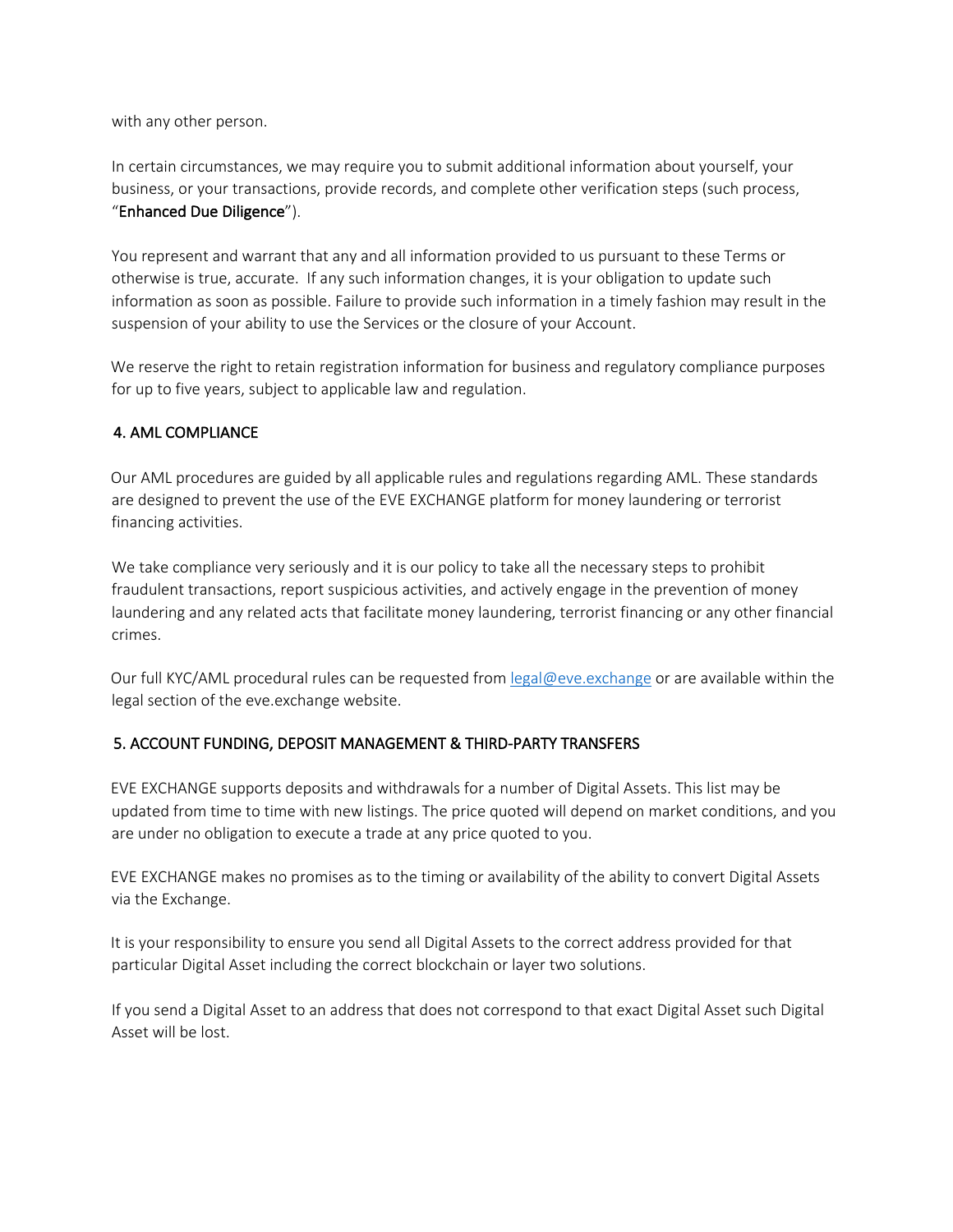with any other person.

In certain circumstances, we may require you to submit additional information about yourself, your business, or your transactions, provide records, and complete other verification steps (such process, "**Enhanced Due Diligence**").

You represent and warrant that any and all information provided to us pursuant to these Terms or otherwise is true, accurate.  If any such information changes, it is your obligation to update such information as soon as possible. Failure to provide such information in a timely fashion may result in the suspension of your ability to use the Services or the closure of your Account.

We reserve the right to retain registration information for business and regulatory compliance purposes for up to five years, subject to applicable law and regulation.

## 4. AML COMPLIANCE

Our AML procedures are guided by all applicable rules and regulations regarding AML. These standards are designed to prevent the use of the EVE EXCHANGE platform for money laundering or terrorist financing activities.

We take compliance very seriously and it is our policy to take all the necessary steps to prohibit fraudulent transactions, report suspicious activities, and actively engage in the prevention of money laundering and any related acts that facilitate money laundering, terrorist financing or any other financial crimes.

Our full KYC/AML procedural rules can be requested from legal@eve.exchange or are available within the legal section of the eve.exchange website.

## 5. ACCOUNT FUNDING, DEPOSIT MANAGEMENT & THIRD-PARTY TRANSFERS

EVE EXCHANGE supports deposits and withdrawals for a number of Digital Assets. This list may be updated from time to time with new listings. The price quoted will depend on market conditions, and you are under no obligation to execute a trade at any price quoted to you.

EVE EXCHANGE makes no promises as to the timing or availability of the ability to convert Digital Assets via the Exchange.

It is your responsibility to ensure you send all Digital Assets to the correct address provided for that particular Digital Asset including the correct blockchain or layer two solutions.

If you send a Digital Asset to an address that does not correspond to that exact Digital Asset such Digital Asset will be lost.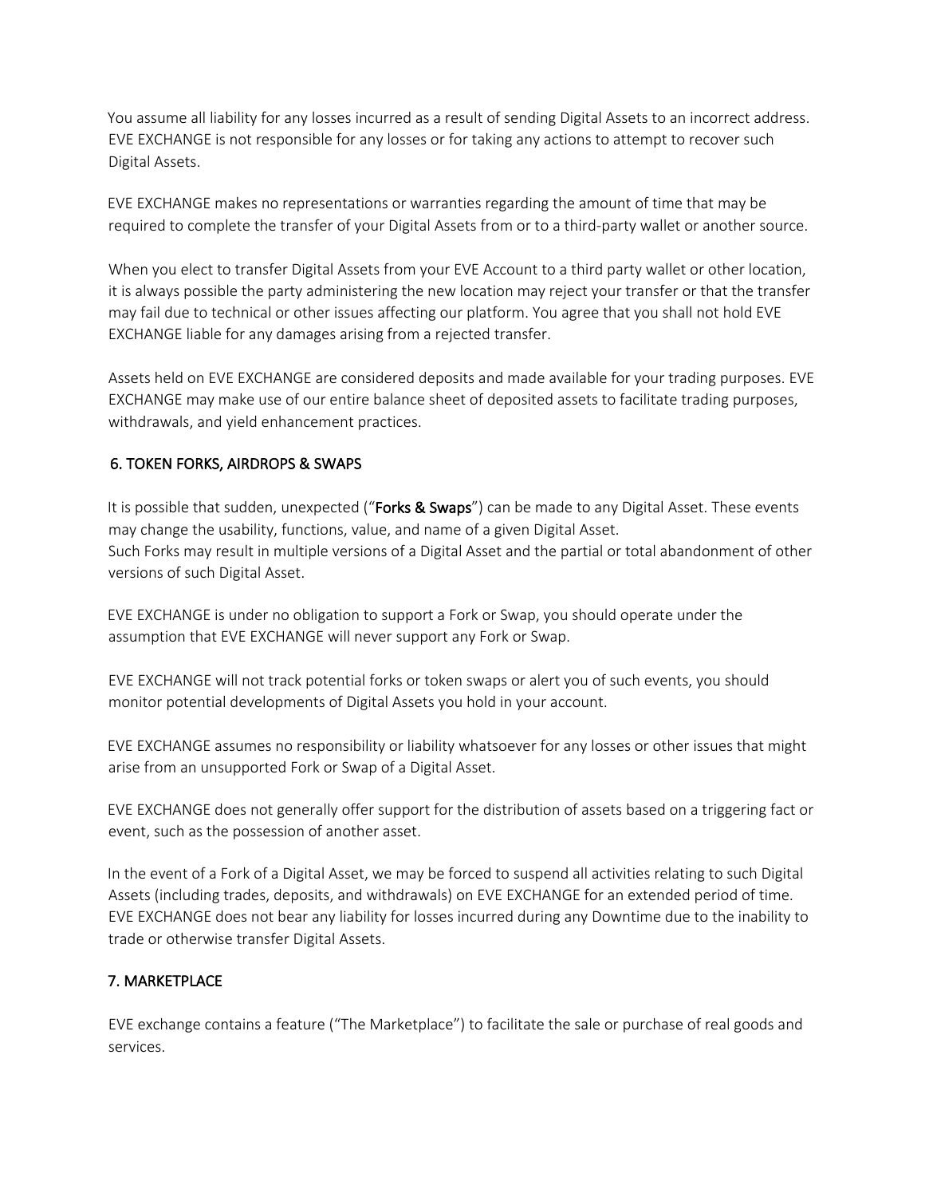You assume all liability for any losses incurred as a result of sending Digital Assets to an incorrect address. EVE EXCHANGE is not responsible for any losses or for taking any actions to attempt to recover such Digital Assets.

EVE EXCHANGE makes no representations or warranties regarding the amount of time that may be required to complete the transfer of your Digital Assets from or to a third-party wallet or another source.

When you elect to transfer Digital Assets from your EVE Account to a third party wallet or other location, it is always possible the party administering the new location may reject your transfer or that the transfer may fail due to technical or other issues affecting our platform. You agree that you shall not hold EVE EXCHANGE liable for any damages arising from a rejected transfer.

Assets held on EVE EXCHANGE are considered deposits and made available for your trading purposes. EVE EXCHANGE may make use of our entire balance sheet of deposited assets to facilitate trading purposes, withdrawals, and yield enhancement practices.

## 6. TOKEN FORKS, AIRDROPS & SWAPS

It is possible that sudden, unexpected ("**Forks & Swaps**") can be made to any Digital Asset. These events may change the usability, functions, value, and name of a given Digital Asset.
Such Forks may result in multiple versions of a Digital Asset and the partial or total abandonment of other versions of such Digital Asset.

EVE EXCHANGE is under no obligation to support a Fork or Swap, you should operate under the assumption that EVE EXCHANGE will never support any Fork or Swap.

EVE EXCHANGE will not track potential forks or token swaps or alert you of such events, you should monitor potential developments of Digital Assets you hold in your account.

EVE EXCHANGE assumes no responsibility or liability whatsoever for any losses or other issues that might arise from an unsupported Fork or Swap of a Digital Asset.

EVE EXCHANGE does not generally offer support for the distribution of assets based on a triggering fact or event, such as the possession of another asset.

In the event of a Fork of a Digital Asset, we may be forced to suspend all activities relating to such Digital Assets (including trades, deposits, and withdrawals) on EVE EXCHANGE for an extended period of time. EVE EXCHANGE does not bear any liability for losses incurred during any Downtime due to the inability to trade or otherwise transfer Digital Assets.

## 7. MARKETPLACE

EVE exchange contains a feature ("The Marketplace") to facilitate the sale or purchase of real goods and services.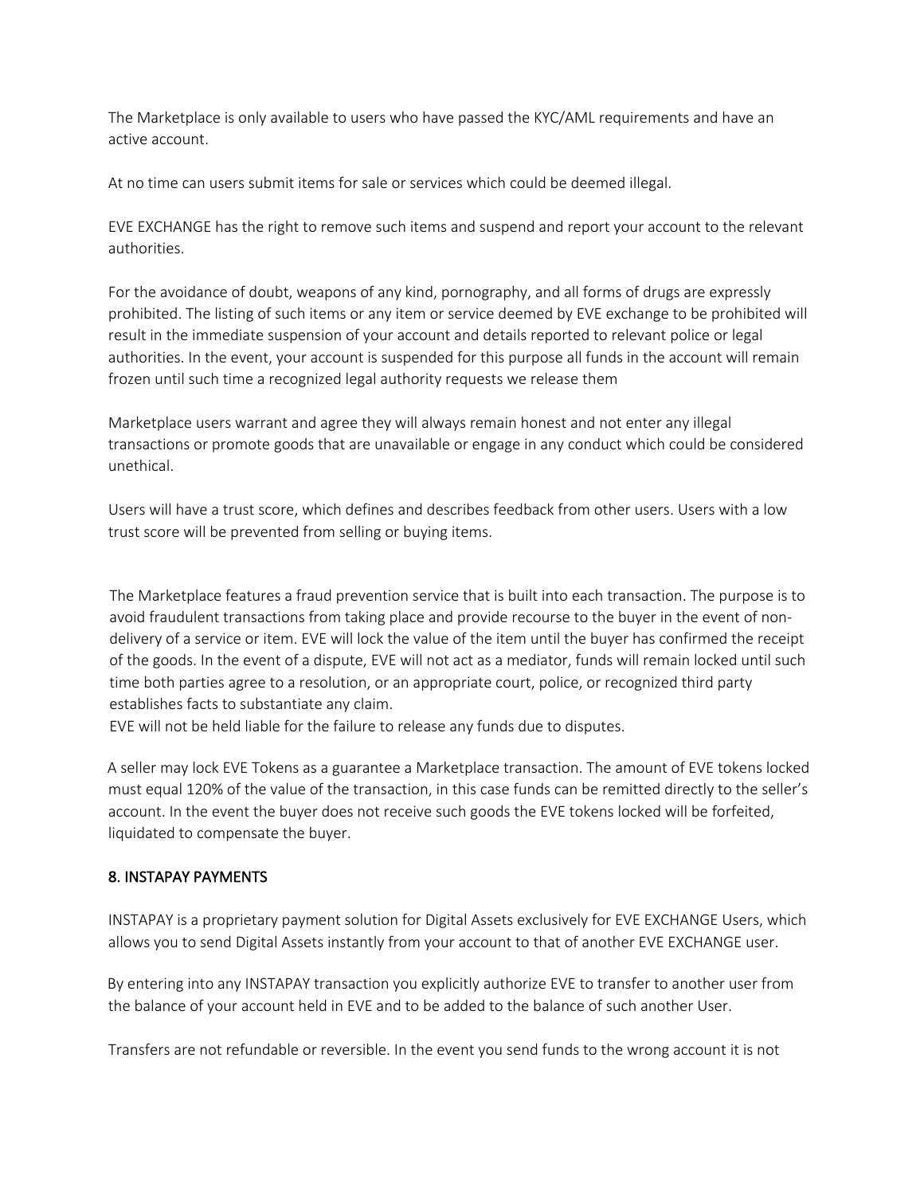The Marketplace is only available to users who have passed the KYC/AML requirements and have an active account.

At no time can users submit items for sale or services which could be deemed illegal.

EVE EXCHANGE has the right to remove such items and suspend and report your account to the relevant authorities.

For the avoidance of doubt, weapons of any kind, pornography, and all forms of drugs are expressly prohibited. The listing of such items or any item or service deemed by EVE exchange to be prohibited will result in the immediate suspension of your account and details reported to relevant police or legal authorities. In the event, your account is suspended for this purpose all funds in the account will remain frozen until such time a recognized legal authority requests we release them

Marketplace users warrant and agree they will always remain honest and not enter any illegal transactions or promote goods that are unavailable or engage in any conduct which could be considered unethical.

Users will have a trust score, which defines and describes feedback from other users. Users with a low trust score will be prevented from selling or buying items.

The Marketplace features a fraud prevention service that is built into each transaction. The purpose is to avoid fraudulent transactions from taking place and provide recourse to the buyer in the event of non-delivery of a service or item. EVE will lock the value of the item until the buyer has confirmed the receipt of the goods. In the event of a dispute, EVE will not act as a mediator, funds will remain locked until such time both parties agree to a resolution, or an appropriate court, police, or recognized third party establishes facts to substantiate any claim.
EVE will not be held liable for the failure to release any funds due to disputes.

A seller may lock EVE Tokens as a guarantee a Marketplace transaction. The amount of EVE tokens locked must equal 120% of the value of the transaction, in this case funds can be remitted directly to the seller's account. In the event the buyer does not receive such goods the EVE tokens locked will be forfeited, liquidated to compensate the buyer.

## 8. INSTAPAY PAYMENTS

INSTAPAY is a proprietary payment solution for Digital Assets exclusively for EVE EXCHANGE Users, which allows you to send Digital Assets instantly from your account to that of another EVE EXCHANGE user.

By entering into any INSTAPAY transaction you explicitly authorize EVE to transfer to another user from the balance of your account held in EVE and to be added to the balance of such another User.

Transfers are not refundable or reversible. In the event you send funds to the wrong account it is not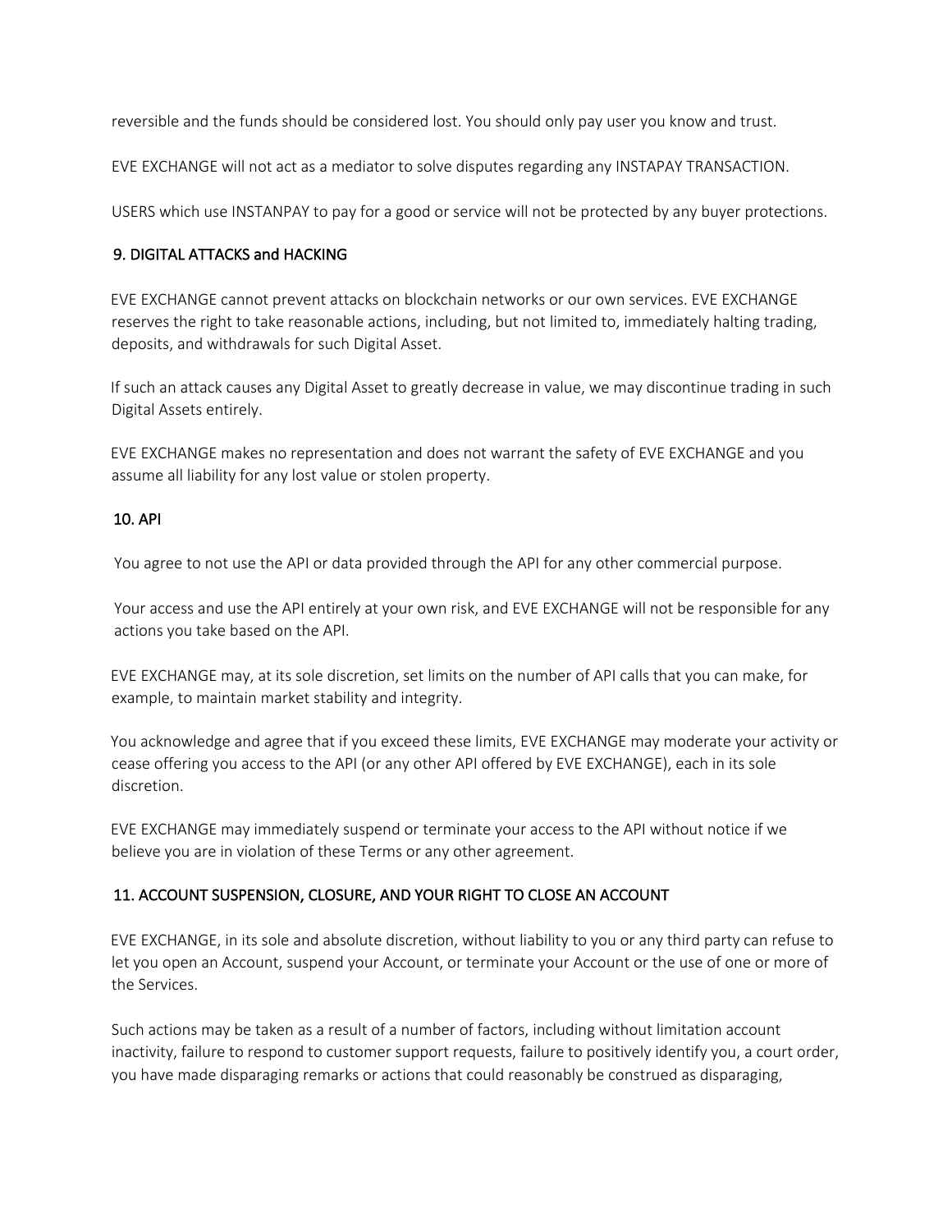reversible and the funds should be considered lost. You should only pay user you know and trust.

EVE EXCHANGE will not act as a mediator to solve disputes regarding any INSTAPAY TRANSACTION.

USERS which use INSTANPAY to pay for a good or service will not be protected by any buyer protections.

## 9. DIGITAL ATTACKS and HACKING

EVE EXCHANGE cannot prevent attacks on blockchain networks or our own services. EVE EXCHANGE reserves the right to take reasonable actions, including, but not limited to, immediately halting trading, deposits, and withdrawals for such Digital Asset.

If such an attack causes any Digital Asset to greatly decrease in value, we may discontinue trading in such Digital Assets entirely.

EVE EXCHANGE makes no representation and does not warrant the safety of EVE EXCHANGE and you assume all liability for any lost value or stolen property.

## 10. API

You agree to not use the API or data provided through the API for any other commercial purpose.

Your access and use the API entirely at your own risk, and EVE EXCHANGE will not be responsible for any actions you take based on the API.

EVE EXCHANGE may, at its sole discretion, set limits on the number of API calls that you can make, for example, to maintain market stability and integrity.

You acknowledge and agree that if you exceed these limits, EVE EXCHANGE may moderate your activity or cease offering you access to the API (or any other API offered by EVE EXCHANGE), each in its sole discretion.

EVE EXCHANGE may immediately suspend or terminate your access to the API without notice if we believe you are in violation of these Terms or any other agreement.

## 11. ACCOUNT SUSPENSION, CLOSURE, AND YOUR RIGHT TO CLOSE AN ACCOUNT

EVE EXCHANGE, in its sole and absolute discretion, without liability to you or any third party can refuse to let you open an Account, suspend your Account, or terminate your Account or the use of one or more of the Services.

Such actions may be taken as a result of a number of factors, including without limitation account inactivity, failure to respond to customer support requests, failure to positively identify you, a court order, you have made disparaging remarks or actions that could reasonably be construed as disparaging,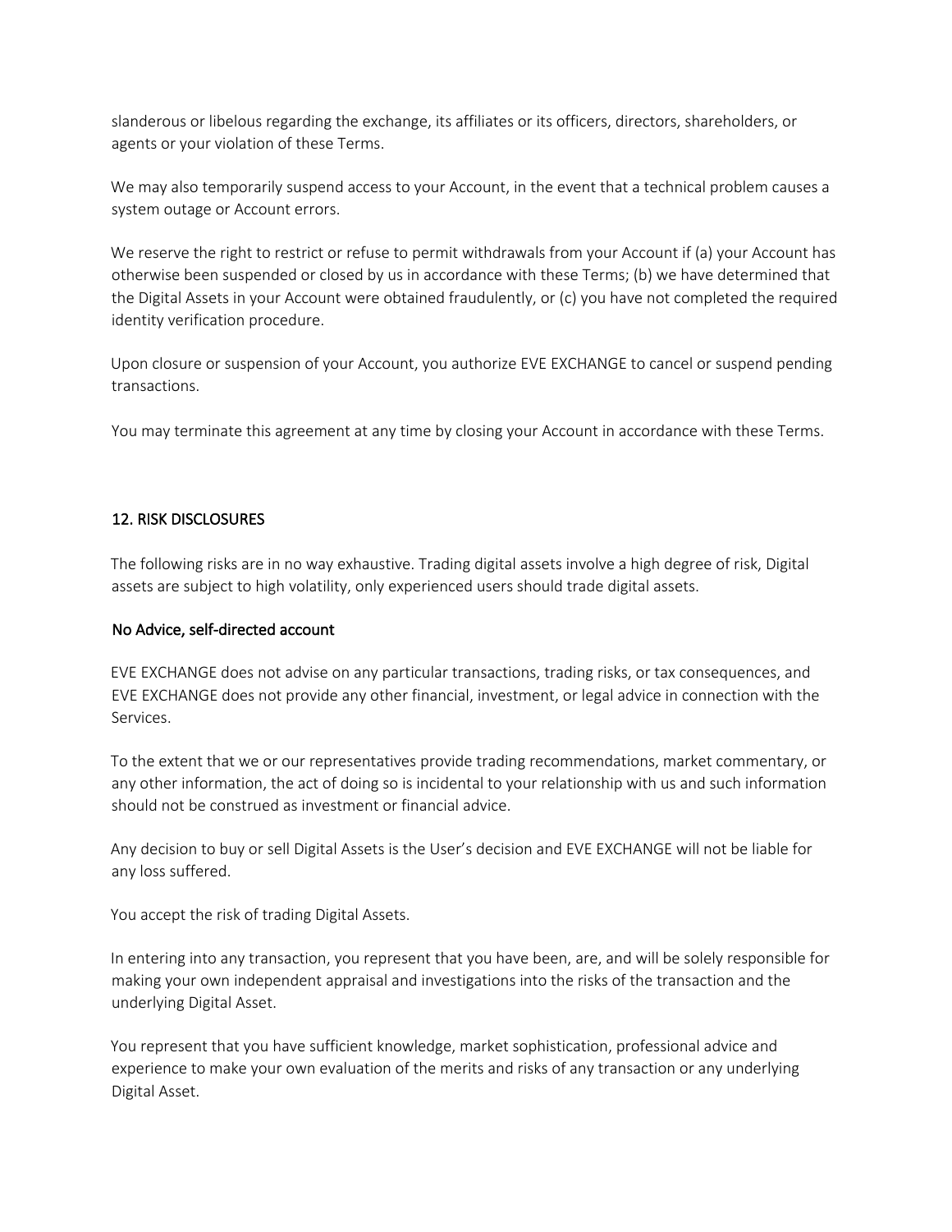slanderous or libelous regarding the exchange, its affiliates or its officers, directors, shareholders, or agents or your violation of these Terms.

We may also temporarily suspend access to your Account, in the event that a technical problem causes a system outage or Account errors.

We reserve the right to restrict or refuse to permit withdrawals from your Account if (a) your Account has otherwise been suspended or closed by us in accordance with these Terms; (b) we have determined that the Digital Assets in your Account were obtained fraudulently, or (c) you have not completed the required identity verification procedure.

Upon closure or suspension of your Account, you authorize EVE EXCHANGE to cancel or suspend pending transactions.

You may terminate this agreement at any time by closing your Account in accordance with these Terms.

## 12. RISK DISCLOSURES

The following risks are in no way exhaustive. Trading digital assets involve a high degree of risk, Digital assets are subject to high volatility, only experienced users should trade digital assets.

### No Advice, self-directed account

EVE EXCHANGE does not advise on any particular transactions, trading risks, or tax consequences, and EVE EXCHANGE does not provide any other financial, investment, or legal advice in connection with the Services.

To the extent that we or our representatives provide trading recommendations, market commentary, or any other information, the act of doing so is incidental to your relationship with us and such information should not be construed as investment or financial advice.

Any decision to buy or sell Digital Assets is the User's decision and EVE EXCHANGE will not be liable for any loss suffered.

You accept the risk of trading Digital Assets.

In entering into any transaction, you represent that you have been, are, and will be solely responsible for making your own independent appraisal and investigations into the risks of the transaction and the underlying Digital Asset.

You represent that you have sufficient knowledge, market sophistication, professional advice and experience to make your own evaluation of the merits and risks of any transaction or any underlying Digital Asset.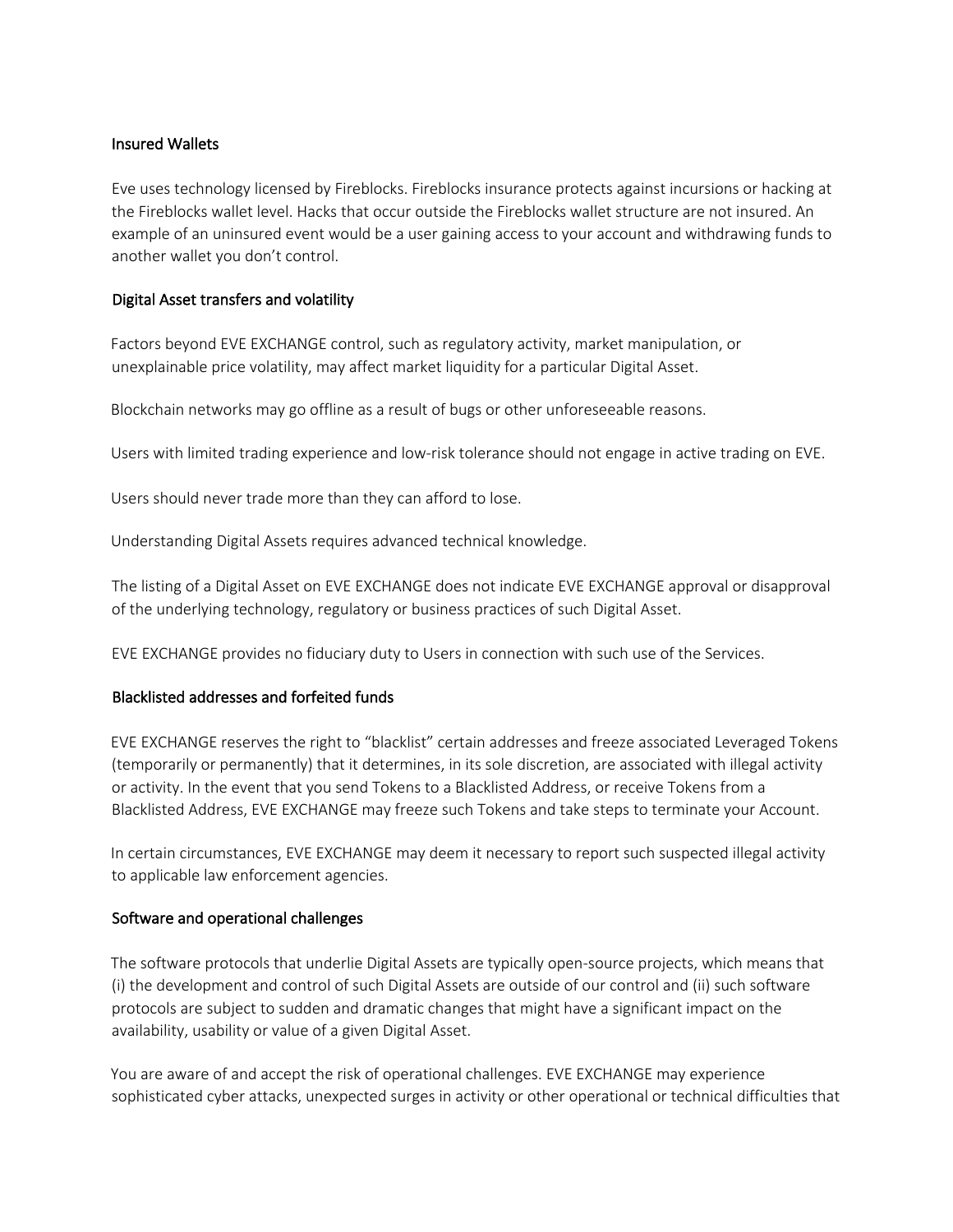### Insured Wallets

Eve uses technology licensed by Fireblocks. Fireblocks insurance protects against incursions or hacking at the Fireblocks wallet level. Hacks that occur outside the Fireblocks wallet structure are not insured. An example of an uninsured event would be a user gaining access to your account and withdrawing funds to another wallet you don't control.

### Digital Asset transfers and volatility

Factors beyond EVE EXCHANGE control, such as regulatory activity, market manipulation, or unexplainable price volatility, may affect market liquidity for a particular Digital Asset.

Blockchain networks may go offline as a result of bugs or other unforeseeable reasons.

Users with limited trading experience and low-risk tolerance should not engage in active trading on EVE.

Users should never trade more than they can afford to lose.

Understanding Digital Assets requires advanced technical knowledge.

The listing of a Digital Asset on EVE EXCHANGE does not indicate EVE EXCHANGE approval or disapproval of the underlying technology, regulatory or business practices of such Digital Asset.

EVE EXCHANGE provides no fiduciary duty to Users in connection with such use of the Services.

### Blacklisted addresses and forfeited funds

EVE EXCHANGE reserves the right to "blacklist" certain addresses and freeze associated Leveraged Tokens (temporarily or permanently) that it determines, in its sole discretion, are associated with illegal activity or activity. In the event that you send Tokens to a Blacklisted Address, or receive Tokens from a Blacklisted Address, EVE EXCHANGE may freeze such Tokens and take steps to terminate your Account.

In certain circumstances, EVE EXCHANGE may deem it necessary to report such suspected illegal activity to applicable law enforcement agencies.

### Software and operational challenges

The software protocols that underlie Digital Assets are typically open-source projects, which means that (i) the development and control of such Digital Assets are outside of our control and (ii) such software protocols are subject to sudden and dramatic changes that might have a significant impact on the availability, usability or value of a given Digital Asset.

You are aware of and accept the risk of operational challenges. EVE EXCHANGE may experience sophisticated cyber attacks, unexpected surges in activity or other operational or technical difficulties that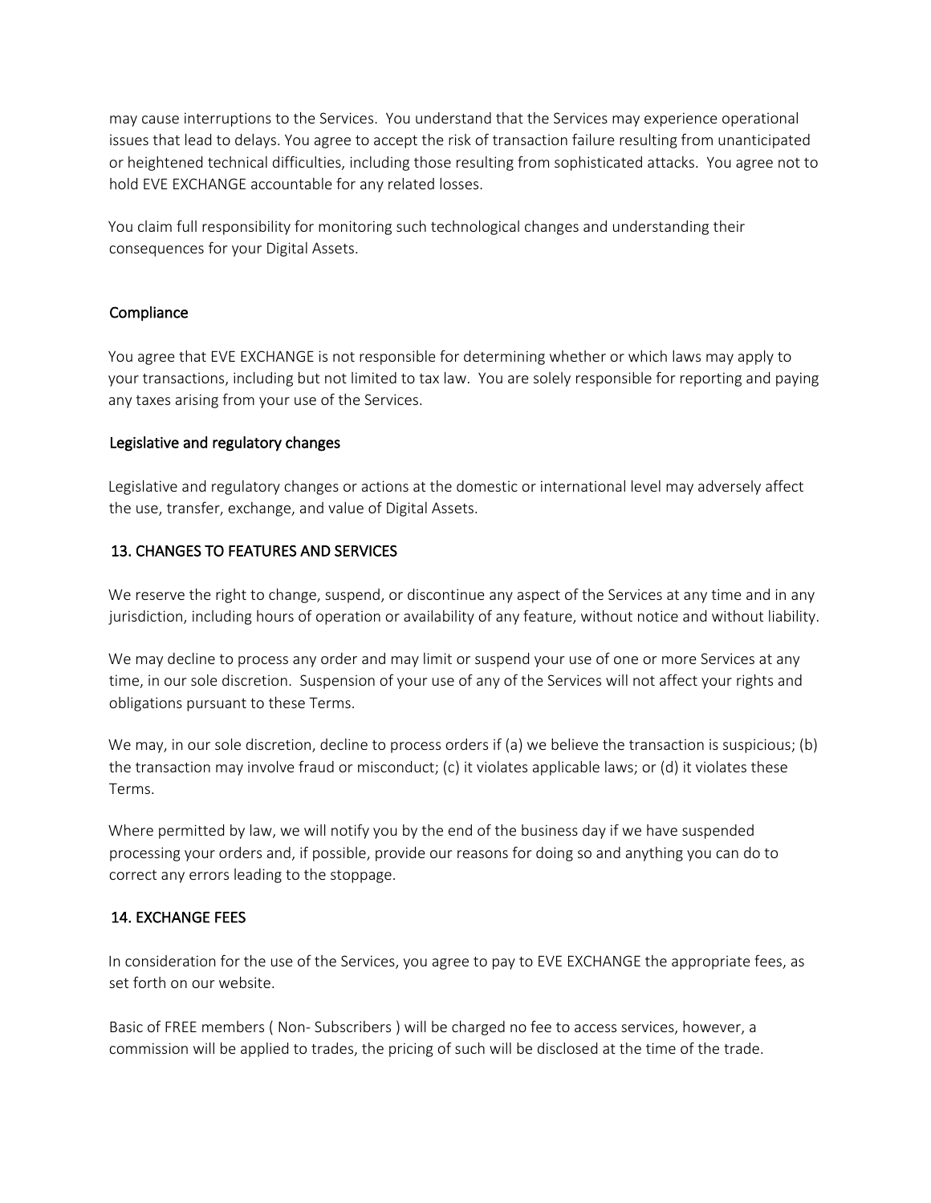may cause interruptions to the Services.  You understand that the Services may experience operational issues that lead to delays. You agree to accept the risk of transaction failure resulting from unanticipated or heightened technical difficulties, including those resulting from sophisticated attacks.  You agree not to hold EVE EXCHANGE accountable for any related losses.

You claim full responsibility for monitoring such technological changes and understanding their consequences for your Digital Assets.

### Compliance

You agree that EVE EXCHANGE is not responsible for determining whether or which laws may apply to your transactions, including but not limited to tax law.  You are solely responsible for reporting and paying any taxes arising from your use of the Services.

### Legislative and regulatory changes

Legislative and regulatory changes or actions at the domestic or international level may adversely affect the use, transfer, exchange, and value of Digital Assets.

## 13. CHANGES TO FEATURES AND SERVICES

We reserve the right to change, suspend, or discontinue any aspect of the Services at any time and in any jurisdiction, including hours of operation or availability of any feature, without notice and without liability.

We may decline to process any order and may limit or suspend your use of one or more Services at any time, in our sole discretion.  Suspension of your use of any of the Services will not affect your rights and obligations pursuant to these Terms.

We may, in our sole discretion, decline to process orders if (a) we believe the transaction is suspicious; (b) the transaction may involve fraud or misconduct; (c) it violates applicable laws; or (d) it violates these Terms.

Where permitted by law, we will notify you by the end of the business day if we have suspended processing your orders and, if possible, provide our reasons for doing so and anything you can do to correct any errors leading to the stoppage.

## 14. EXCHANGE FEES

In consideration for the use of the Services, you agree to pay to EVE EXCHANGE the appropriate fees, as set forth on our website.

Basic of FREE members ( Non- Subscribers ) will be charged no fee to access services, however, a commission will be applied to trades, the pricing of such will be disclosed at the time of the trade.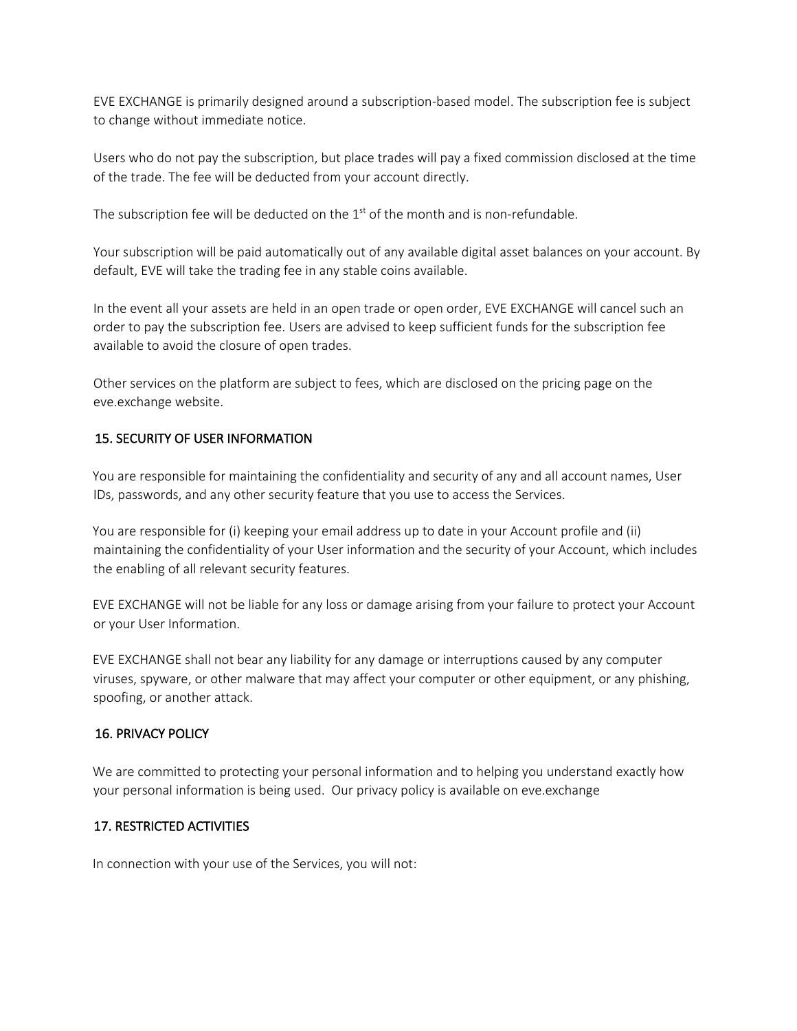EVE EXCHANGE is primarily designed around a subscription-based model. The subscription fee is subject to change without immediate notice.

Users who do not pay the subscription, but place trades will pay a fixed commission disclosed at the time of the trade. The fee will be deducted from your account directly.

The subscription fee will be deducted on the 1st of the month and is non-refundable.

Your subscription will be paid automatically out of any available digital asset balances on your account. By default, EVE will take the trading fee in any stable coins available.

In the event all your assets are held in an open trade or open order, EVE EXCHANGE will cancel such an order to pay the subscription fee. Users are advised to keep sufficient funds for the subscription fee available to avoid the closure of open trades.

Other services on the platform are subject to fees, which are disclosed on the pricing page on the eve.exchange website.

## 15. SECURITY OF USER INFORMATION

You are responsible for maintaining the confidentiality and security of any and all account names, User IDs, passwords, and any other security feature that you use to access the Services.

You are responsible for (i) keeping your email address up to date in your Account profile and (ii) maintaining the confidentiality of your User information and the security of your Account, which includes the enabling of all relevant security features.

EVE EXCHANGE will not be liable for any loss or damage arising from your failure to protect your Account or your User Information.

EVE EXCHANGE shall not bear any liability for any damage or interruptions caused by any computer viruses, spyware, or other malware that may affect your computer or other equipment, or any phishing, spoofing, or another attack.

## 16. PRIVACY POLICY

We are committed to protecting your personal information and to helping you understand exactly how your personal information is being used. Our privacy policy is available on eve.exchange

## 17. RESTRICTED ACTIVITIES

In connection with your use of the Services, you will not: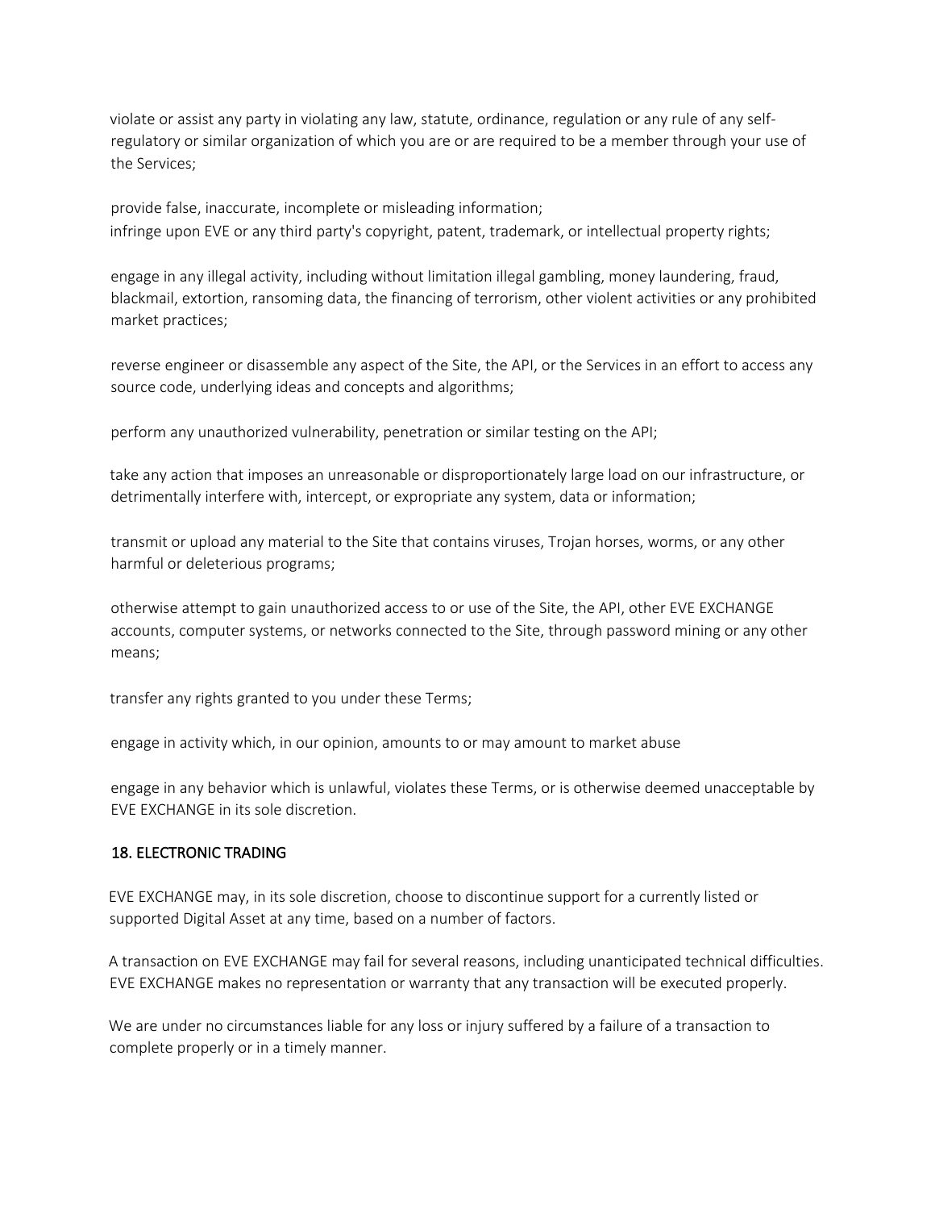violate or assist any party in violating any law, statute, ordinance, regulation or any rule of any self-regulatory or similar organization of which you are or are required to be a member through your use of the Services;

provide false, inaccurate, incomplete or misleading information;

infringe upon EVE or any third party's copyright, patent, trademark, or intellectual property rights;

engage in any illegal activity, including without limitation illegal gambling, money laundering, fraud, blackmail, extortion, ransoming data, the financing of terrorism, other violent activities or any prohibited market practices;

reverse engineer or disassemble any aspect of the Site, the API, or the Services in an effort to access any source code, underlying ideas and concepts and algorithms;

perform any unauthorized vulnerability, penetration or similar testing on the API;

take any action that imposes an unreasonable or disproportionately large load on our infrastructure, or detrimentally interfere with, intercept, or expropriate any system, data or information;

transmit or upload any material to the Site that contains viruses, Trojan horses, worms, or any other harmful or deleterious programs;

otherwise attempt to gain unauthorized access to or use of the Site, the API, other EVE EXCHANGE accounts, computer systems, or networks connected to the Site, through password mining or any other means;

transfer any rights granted to you under these Terms;

engage in activity which, in our opinion, amounts to or may amount to market abuse

engage in any behavior which is unlawful, violates these Terms, or is otherwise deemed unacceptable by EVE EXCHANGE in its sole discretion.

## 18. ELECTRONIC TRADING

EVE EXCHANGE may, in its sole discretion, choose to discontinue support for a currently listed or supported Digital Asset at any time, based on a number of factors.

A transaction on EVE EXCHANGE may fail for several reasons, including unanticipated technical difficulties. EVE EXCHANGE makes no representation or warranty that any transaction will be executed properly.

We are under no circumstances liable for any loss or injury suffered by a failure of a transaction to complete properly or in a timely manner.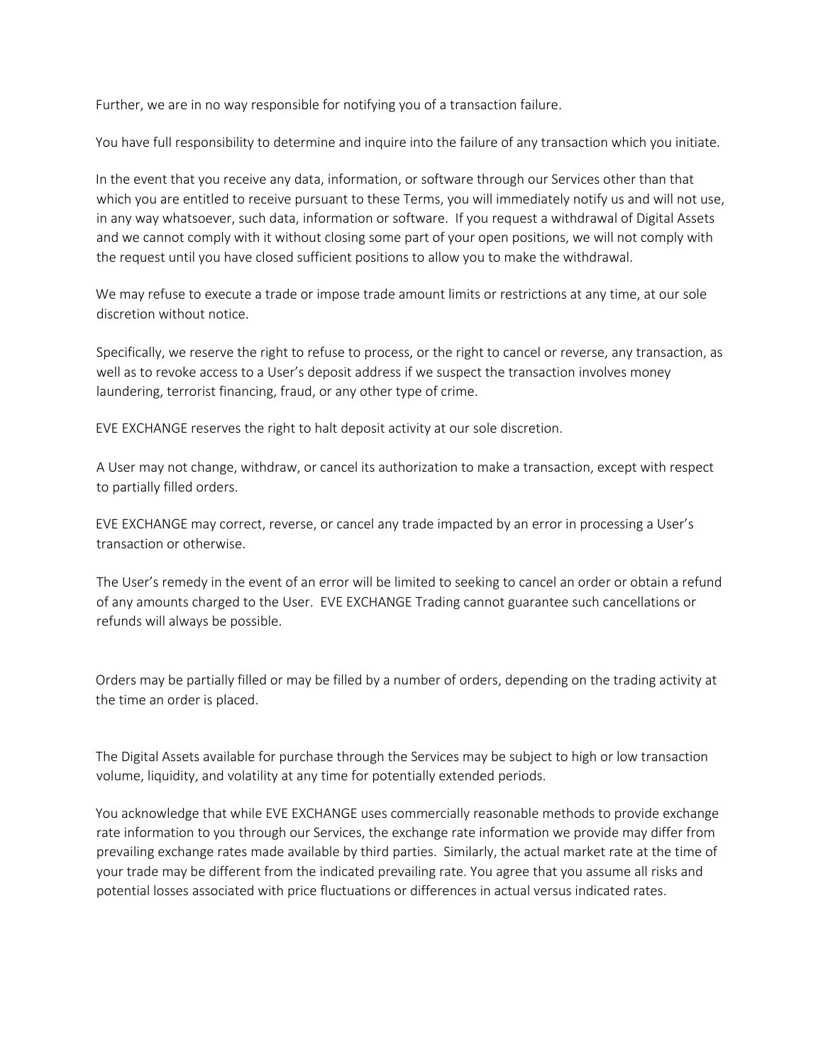Further, we are in no way responsible for notifying you of a transaction failure.

You have full responsibility to determine and inquire into the failure of any transaction which you initiate.

In the event that you receive any data, information, or software through our Services other than that which you are entitled to receive pursuant to these Terms, you will immediately notify us and will not use, in any way whatsoever, such data, information or software. If you request a withdrawal of Digital Assets and we cannot comply with it without closing some part of your open positions, we will not comply with the request until you have closed sufficient positions to allow you to make the withdrawal.

We may refuse to execute a trade or impose trade amount limits or restrictions at any time, at our sole discretion without notice.

Specifically, we reserve the right to refuse to process, or the right to cancel or reverse, any transaction, as well as to revoke access to a User's deposit address if we suspect the transaction involves money laundering, terrorist financing, fraud, or any other type of crime.

EVE EXCHANGE reserves the right to halt deposit activity at our sole discretion.

A User may not change, withdraw, or cancel its authorization to make a transaction, except with respect to partially filled orders.

EVE EXCHANGE may correct, reverse, or cancel any trade impacted by an error in processing a User's transaction or otherwise.

The User's remedy in the event of an error will be limited to seeking to cancel an order or obtain a refund of any amounts charged to the User. EVE EXCHANGE Trading cannot guarantee such cancellations or refunds will always be possible.

Orders may be partially filled or may be filled by a number of orders, depending on the trading activity at the time an order is placed.

The Digital Assets available for purchase through the Services may be subject to high or low transaction volume, liquidity, and volatility at any time for potentially extended periods.

You acknowledge that while EVE EXCHANGE uses commercially reasonable methods to provide exchange rate information to you through our Services, the exchange rate information we provide may differ from prevailing exchange rates made available by third parties. Similarly, the actual market rate at the time of your trade may be different from the indicated prevailing rate. You agree that you assume all risks and potential losses associated with price fluctuations or differences in actual versus indicated rates.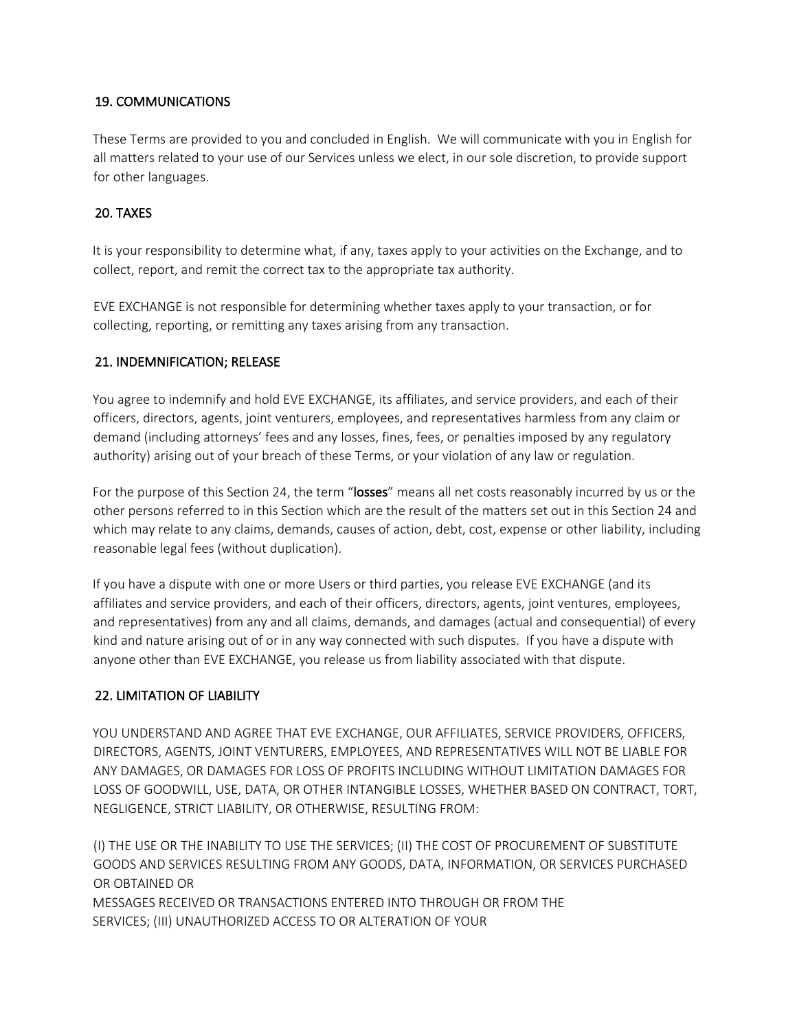## 19. COMMUNICATIONS

These Terms are provided to you and concluded in English. We will communicate with you in English for all matters related to your use of our Services unless we elect, in our sole discretion, to provide support for other languages.

## 20. TAXES

It is your responsibility to determine what, if any, taxes apply to your activities on the Exchange, and to collect, report, and remit the correct tax to the appropriate tax authority.

EVE EXCHANGE is not responsible for determining whether taxes apply to your transaction, or for collecting, reporting, or remitting any taxes arising from any transaction.

## 21. INDEMNIFICATION; RELEASE

You agree to indemnify and hold EVE EXCHANGE, its affiliates, and service providers, and each of their officers, directors, agents, joint venturers, employees, and representatives harmless from any claim or demand (including attorneys' fees and any losses, fines, fees, or penalties imposed by any regulatory authority) arising out of your breach of these Terms, or your violation of any law or regulation.

For the purpose of this Section 24, the term "**losses**" means all net costs reasonably incurred by us or the other persons referred to in this Section which are the result of the matters set out in this Section 24 and which may relate to any claims, demands, causes of action, debt, cost, expense or other liability, including reasonable legal fees (without duplication).

If you have a dispute with one or more Users or third parties, you release EVE EXCHANGE (and its affiliates and service providers, and each of their officers, directors, agents, joint ventures, employees, and representatives) from any and all claims, demands, and damages (actual and consequential) of every kind and nature arising out of or in any way connected with such disputes. If you have a dispute with anyone other than EVE EXCHANGE, you release us from liability associated with that dispute.

## 22. LIMITATION OF LIABILITY

YOU UNDERSTAND AND AGREE THAT EVE EXCHANGE, OUR AFFILIATES, SERVICE PROVIDERS, OFFICERS, DIRECTORS, AGENTS, JOINT VENTURERS, EMPLOYEES, AND REPRESENTATIVES WILL NOT BE LIABLE FOR ANY DAMAGES, OR DAMAGES FOR LOSS OF PROFITS INCLUDING WITHOUT LIMITATION DAMAGES FOR LOSS OF GOODWILL, USE, DATA, OR OTHER INTANGIBLE LOSSES, WHETHER BASED ON CONTRACT, TORT, NEGLIGENCE, STRICT LIABILITY, OR OTHERWISE, RESULTING FROM:

(I) THE USE OR THE INABILITY TO USE THE SERVICES; (II) THE COST OF PROCUREMENT OF SUBSTITUTE GOODS AND SERVICES RESULTING FROM ANY GOODS, DATA, INFORMATION, OR SERVICES PURCHASED OR OBTAINED OR
MESSAGES RECEIVED OR TRANSACTIONS ENTERED INTO THROUGH OR FROM THE
SERVICES; (III) UNAUTHORIZED ACCESS TO OR ALTERATION OF YOUR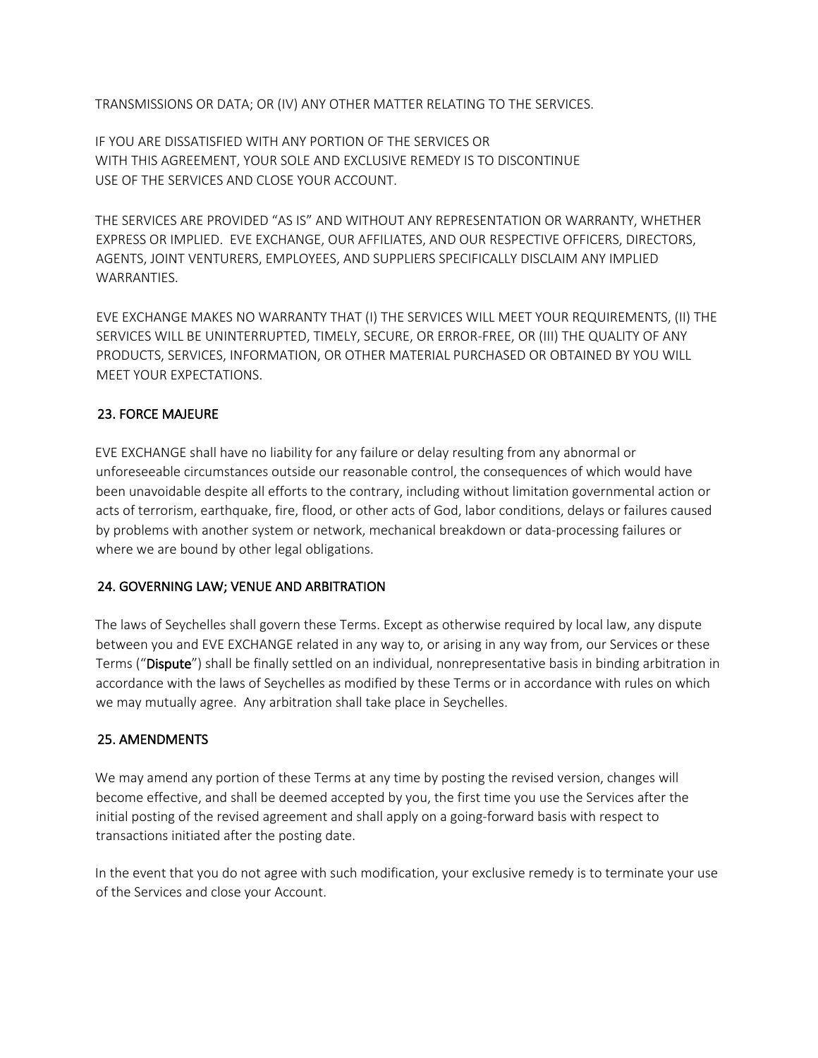TRANSMISSIONS OR DATA; OR (IV) ANY OTHER MATTER RELATING TO THE SERVICES.

IF YOU ARE DISSATISFIED WITH ANY PORTION OF THE SERVICES OR WITH THIS AGREEMENT, YOUR SOLE AND EXCLUSIVE REMEDY IS TO DISCONTINUE USE OF THE SERVICES AND CLOSE YOUR ACCOUNT.

THE SERVICES ARE PROVIDED "AS IS" AND WITHOUT ANY REPRESENTATION OR WARRANTY, WHETHER EXPRESS OR IMPLIED. EVE EXCHANGE, OUR AFFILIATES, AND OUR RESPECTIVE OFFICERS, DIRECTORS, AGENTS, JOINT VENTURERS, EMPLOYEES, AND SUPPLIERS SPECIFICALLY DISCLAIM ANY IMPLIED WARRANTIES.

EVE EXCHANGE MAKES NO WARRANTY THAT (I) THE SERVICES WILL MEET YOUR REQUIREMENTS, (II) THE SERVICES WILL BE UNINTERRUPTED, TIMELY, SECURE, OR ERROR-FREE, OR (III) THE QUALITY OF ANY PRODUCTS, SERVICES, INFORMATION, OR OTHER MATERIAL PURCHASED OR OBTAINED BY YOU WILL MEET YOUR EXPECTATIONS.

## 23. FORCE MAJEURE

EVE EXCHANGE shall have no liability for any failure or delay resulting from any abnormal or unforeseeable circumstances outside our reasonable control, the consequences of which would have been unavoidable despite all efforts to the contrary, including without limitation governmental action or acts of terrorism, earthquake, fire, flood, or other acts of God, labor conditions, delays or failures caused by problems with another system or network, mechanical breakdown or data-processing failures or where we are bound by other legal obligations.

## 24. GOVERNING LAW; VENUE AND ARBITRATION

The laws of Seychelles shall govern these Terms. Except as otherwise required by local law, any dispute between you and EVE EXCHANGE related in any way to, or arising in any way from, our Services or these Terms ("**Dispute**") shall be finally settled on an individual, nonrepresentative basis in binding arbitration in accordance with the laws of Seychelles as modified by these Terms or in accordance with rules on which we may mutually agree. Any arbitration shall take place in Seychelles.

## 25. AMENDMENTS

We may amend any portion of these Terms at any time by posting the revised version, changes will become effective, and shall be deemed accepted by you, the first time you use the Services after the initial posting of the revised agreement and shall apply on a going-forward basis with respect to transactions initiated after the posting date.

In the event that you do not agree with such modification, your exclusive remedy is to terminate your use of the Services and close your Account.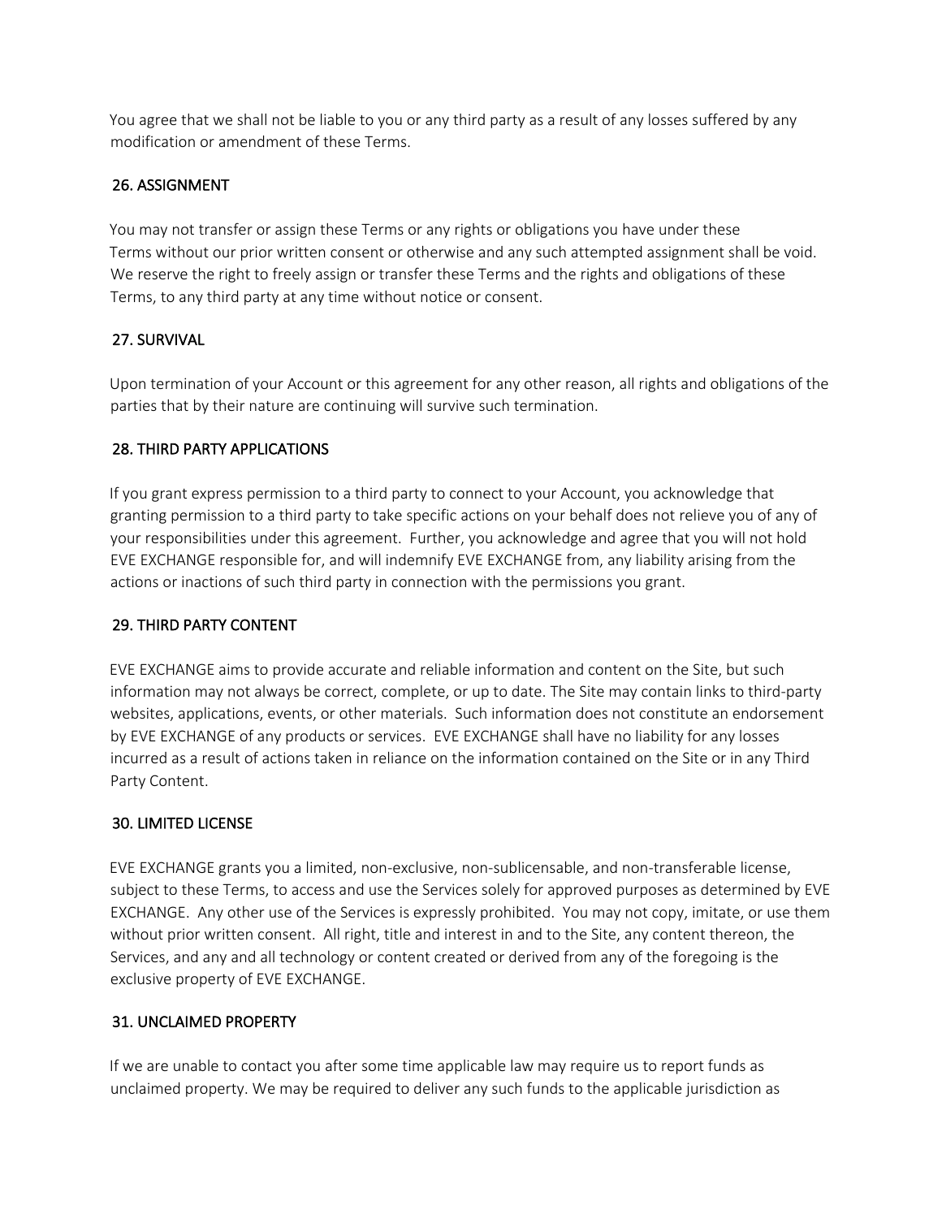You agree that we shall not be liable to you or any third party as a result of any losses suffered by any modification or amendment of these Terms.

## 26. ASSIGNMENT

You may not transfer or assign these Terms or any rights or obligations you have under these Terms without our prior written consent or otherwise and any such attempted assignment shall be void. We reserve the right to freely assign or transfer these Terms and the rights and obligations of these Terms, to any third party at any time without notice or consent.

## 27. SURVIVAL

Upon termination of your Account or this agreement for any other reason, all rights and obligations of the parties that by their nature are continuing will survive such termination.

## 28. THIRD PARTY APPLICATIONS

If you grant express permission to a third party to connect to your Account, you acknowledge that granting permission to a third party to take specific actions on your behalf does not relieve you of any of your responsibilities under this agreement. Further, you acknowledge and agree that you will not hold EVE EXCHANGE responsible for, and will indemnify EVE EXCHANGE from, any liability arising from the actions or inactions of such third party in connection with the permissions you grant.

## 29. THIRD PARTY CONTENT

EVE EXCHANGE aims to provide accurate and reliable information and content on the Site, but such information may not always be correct, complete, or up to date. The Site may contain links to third-party websites, applications, events, or other materials. Such information does not constitute an endorsement by EVE EXCHANGE of any products or services. EVE EXCHANGE shall have no liability for any losses incurred as a result of actions taken in reliance on the information contained on the Site or in any Third Party Content.

## 30. LIMITED LICENSE

EVE EXCHANGE grants you a limited, non-exclusive, non-sublicensable, and non-transferable license, subject to these Terms, to access and use the Services solely for approved purposes as determined by EVE EXCHANGE. Any other use of the Services is expressly prohibited. You may not copy, imitate, or use them without prior written consent. All right, title and interest in and to the Site, any content thereon, the Services, and any and all technology or content created or derived from any of the foregoing is the exclusive property of EVE EXCHANGE.

## 31. UNCLAIMED PROPERTY

If we are unable to contact you after some time applicable law may require us to report funds as unclaimed property. We may be required to deliver any such funds to the applicable jurisdiction as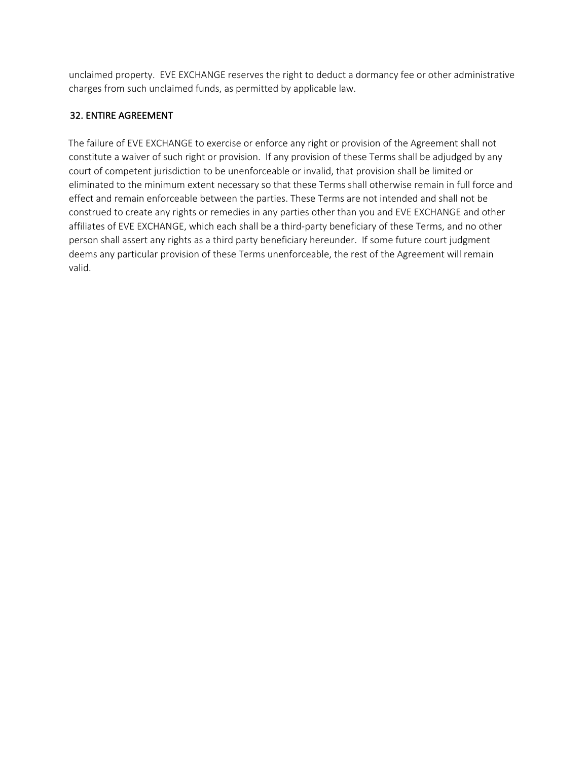unclaimed property.  EVE EXCHANGE reserves the right to deduct a dormancy fee or other administrative charges from such unclaimed funds, as permitted by applicable law.

## 32. ENTIRE AGREEMENT

The failure of EVE EXCHANGE to exercise or enforce any right or provision of the Agreement shall not constitute a waiver of such right or provision.  If any provision of these Terms shall be adjudged by any court of competent jurisdiction to be unenforceable or invalid, that provision shall be limited or eliminated to the minimum extent necessary so that these Terms shall otherwise remain in full force and effect and remain enforceable between the parties. These Terms are not intended and shall not be construed to create any rights or remedies in any parties other than you and EVE EXCHANGE and other affiliates of EVE EXCHANGE, which each shall be a third-party beneficiary of these Terms, and no other person shall assert any rights as a third party beneficiary hereunder.  If some future court judgment deems any particular provision of these Terms unenforceable, the rest of the Agreement will remain valid.